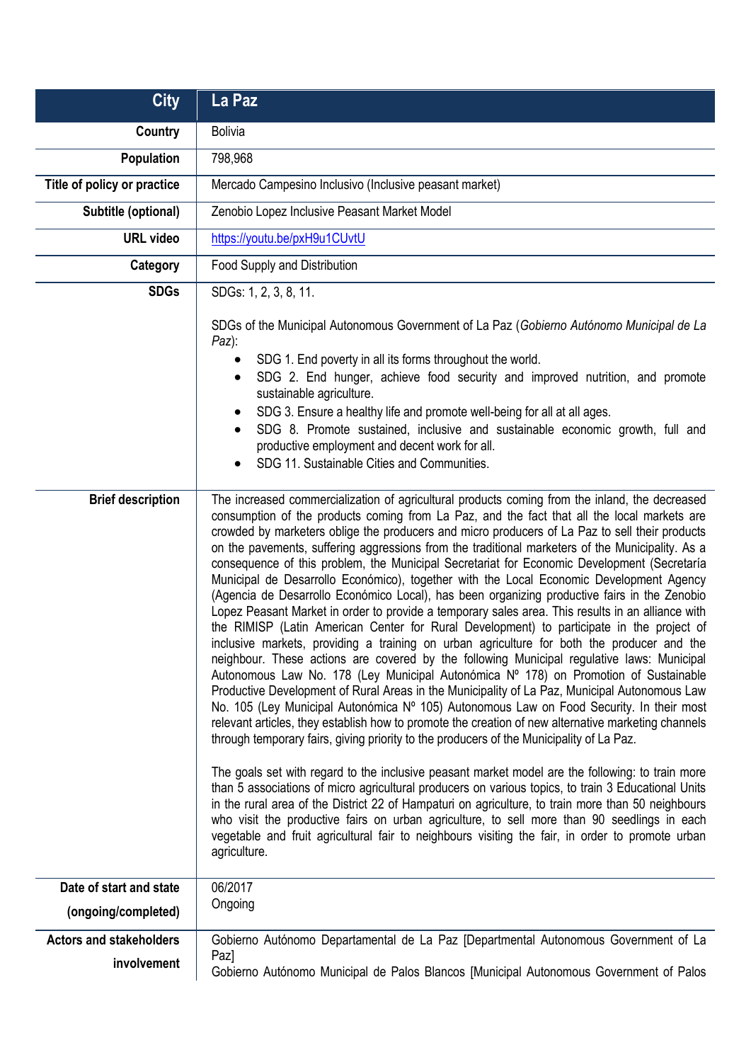| City | La Paz |
| --- | --- |
| Country | Bolivia |
| Population | 798,968 |
| Title of policy or practice | Mercado Campesino Inclusivo (Inclusive peasant market) |
| Subtitle (optional) | Zenobio Lopez Inclusive Peasant Market Model |
| URL video | https://youtu.be/pxH9u1CUvtU |
| Category | Food Supply and Distribution |
| SDGs | SDGs: 1, 2, 3, 8, 11.<br><br>SDGs of the Municipal Autonomous Government of La Paz (*Gobierno Autónomo Municipal de La Paz*):<br>• SDG 1. End poverty in all its forms throughout the world.<br>• SDG 2. End hunger, achieve food security and improved nutrition, and promote sustainable agriculture.<br>• SDG 3. Ensure a healthy life and promote well-being for all at all ages.<br>• SDG 8. Promote sustained, inclusive and sustainable economic growth, full and productive employment and decent work for all.<br>• SDG 11. Sustainable Cities and Communities. |
| Brief description | The increased commercialization of agricultural products coming from the inland, the decreased consumption of the products coming from La Paz, and the fact that all the local markets are crowded by marketers oblige the producers and micro producers of La Paz to sell their products on the pavements, suffering aggressions from the traditional marketers of the Municipality. As a consequence of this problem, the Municipal Secretariat for Economic Development (Secretaría Municipal de Desarrollo Económico), together with the Local Economic Development Agency (Agencia de Desarrollo Económico Local), has been organizing productive fairs in the Zenobio Lopez Peasant Market in order to provide a temporary sales area. This results in an alliance with the RIMISP (Latin American Center for Rural Development) to participate in the project of inclusive markets, providing a training on urban agriculture for both the producer and the neighbour. These actions are covered by the following Municipal regulative laws: Municipal Autonomous Law No. 178 (Ley Municipal Autonómica Nº 178) on Promotion of Sustainable Productive Development of Rural Areas in the Municipality of La Paz, Municipal Autonomous Law No. 105 (Ley Municipal Autonómica Nº 105) Autonomous Law on Food Security. In their most relevant articles, they establish how to promote the creation of new alternative marketing channels through temporary fairs, giving priority to the producers of the Municipality of La Paz.<br><br>The goals set with regard to the inclusive peasant market model are the following: to train more than 5 associations of micro agricultural producers on various topics, to train 3 Educational Units in the rural area of the District 22 of Hamputuri on agriculture, to train more than 50 neighbours who visit the productive fairs on urban agriculture, to sell more than 90 seedlings in each vegetable and fruit agricultural fair to neighbours visiting the fair, in order to promote urban agriculture. |
| Date of start and state (ongoing/completed) | 06/2017<br>Ongoing |
| Actors and stakeholders involvement | Gobierno Autónomo Departamental de La Paz [Departmental Autonomous Government of La Paz]<br>Gobierno Autónomo Municipal de Palos Blancos [Municipal Autonomous Government of Palos |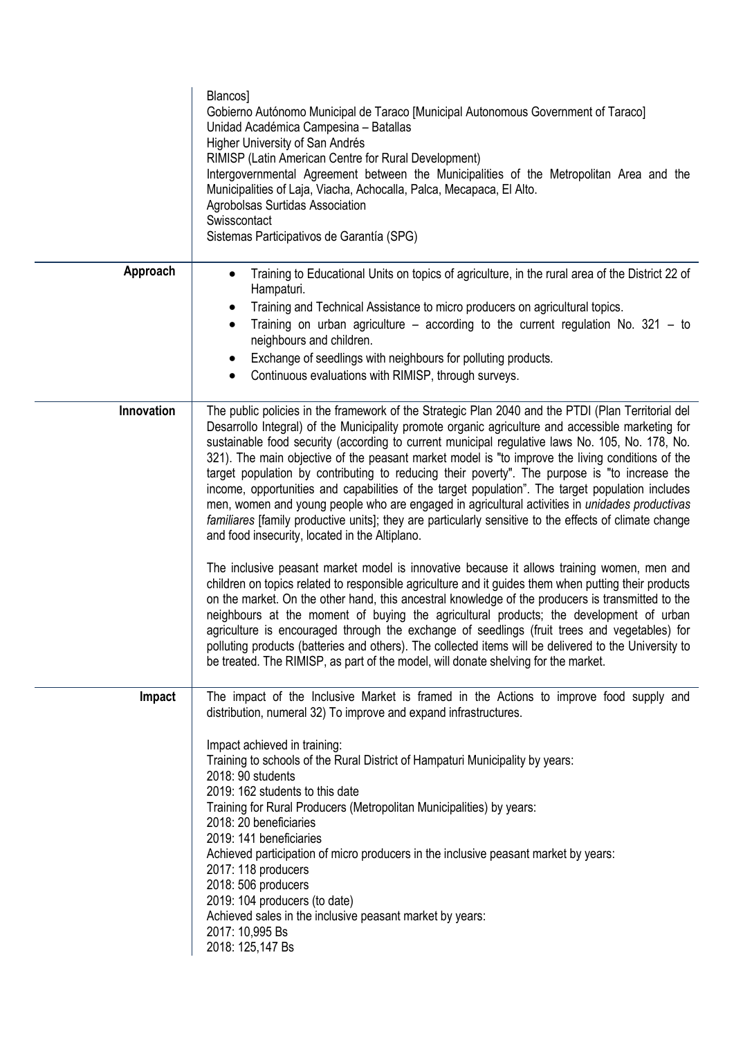| | |
|---|---|
| | Blancos]<br>Gobierno Autónomo Municipal de Taraco [Municipal Autonomous Government of Taraco]<br>Unidad Académica Campesina – Batallas<br>Higher University of San Andrés<br>RIMISP (Latin American Centre for Rural Development)<br>Intergovernmental Agreement between the Municipalities of the Metropolitan Area and the Municipalities of Laja, Viacha, Achocalla, Palca, Mecapaca, El Alto.<br>Agrobolsas Surtidas Association<br>Swisscontact<br>Sistemas Participativos de Garantía (SPG) |
| **Approach** | • Training to Educational Units on topics of agriculture, in the rural area of the District 22 of Hampaturi.<br>• Training and Technical Assistance to micro producers on agricultural topics.<br>• Training on urban agriculture – according to the current regulation No. 321 – to neighbours and children.<br>• Exchange of seedlings with neighbours for polluting products.<br>• Continuous evaluations with RIMISP, through surveys. |
| **Innovation** | The public policies in the framework of the Strategic Plan 2040 and the PTDI (Plan Territorial del Desarrollo Integral) of the Municipality promote organic agriculture and accessible marketing for sustainable food security (according to current municipal regulative laws No. 105, No. 178, No. 321). The main objective of the peasant market model is "to improve the living conditions of the target population by contributing to reducing their poverty". The purpose is "to increase the income, opportunities and capabilities of the target population". The target population includes men, women and young people who are engaged in agricultural activities in *unidades productivas familiares* [family productive units]; they are particularly sensitive to the effects of climate change and food insecurity, located in the Altiplano.<br><br>The inclusive peasant market model is innovative because it allows training women, men and children on topics related to responsible agriculture and it guides them when putting their products on the market. On the other hand, this ancestral knowledge of the producers is transmitted to the neighbours at the moment of buying the agricultural products; the development of urban agriculture is encouraged through the exchange of seedlings (fruit trees and vegetables) for polluting products (batteries and others). The collected items will be delivered to the University to be treated. The RIMISP, as part of the model, will donate shelving for the market. |
| **Impact** | The impact of the Inclusive Market is framed in the Actions to improve food supply and distribution, numeral 32) To improve and expand infrastructures.<br><br>Impact achieved in training:<br>Training to schools of the Rural District of Hampaturi Municipality by years:<br>2018: 90 students<br>2019: 162 students to this date<br>Training for Rural Producers (Metropolitan Municipalities) by years:<br>2018: 20 beneficiaries<br>2019: 141 beneficiaries<br>Achieved participation of micro producers in the inclusive peasant market by years:<br>2017: 118 producers<br>2018: 506 producers<br>2019: 104 producers (to date)<br>Achieved sales in the inclusive peasant market by years:<br>2017: 10,995 Bs<br>2018: 125,147 Bs |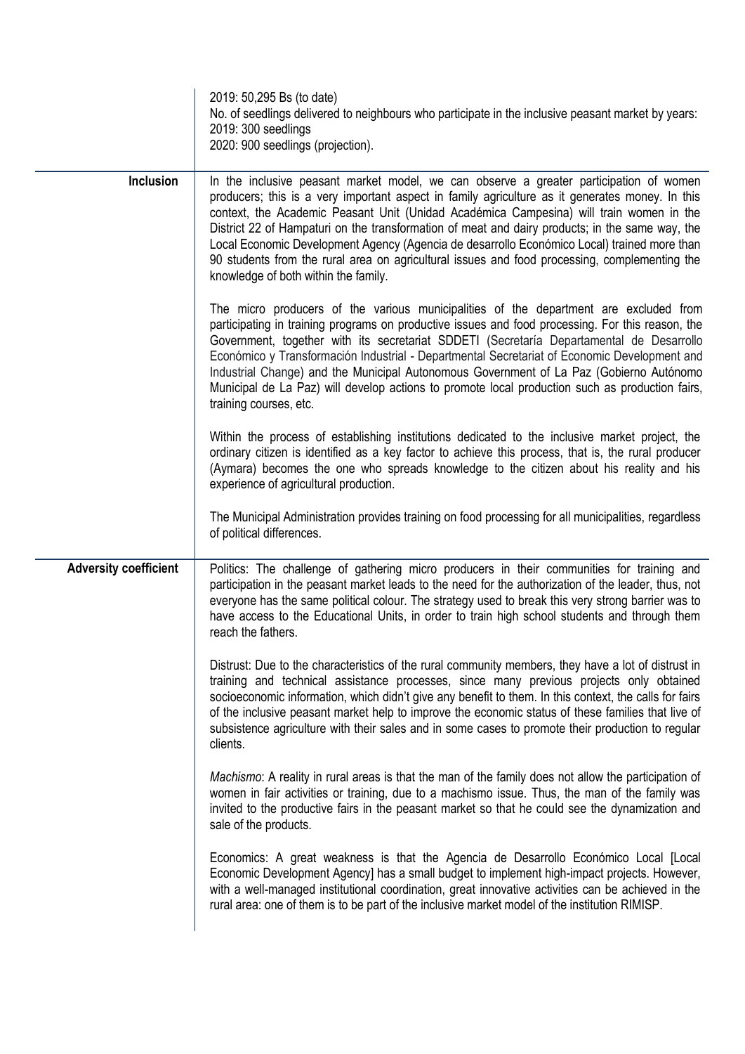| | |
|---|---|
| | 2019: 50,295 Bs (to date)<br>No. of seedlings delivered to neighbours who participate in the inclusive peasant market by years:<br>2019: 300 seedlings<br>2020: 900 seedlings (projection). |
| **Inclusion** | In the inclusive peasant market model, we can observe a greater participation of women producers; this is a very important aspect in family agriculture as it generates money. In this context, the Academic Peasant Unit (Unidad Académica Campesina) will train women in the District 22 of Hampaturi on the transformation of meat and dairy products; in the same way, the Local Economic Development Agency (Agencia de desarrollo Económico Local) trained more than 90 students from the rural area on agricultural issues and food processing, complementing the knowledge of both within the family.<br><br>The micro producers of the various municipalities of the department are excluded from participating in training programs on productive issues and food processing. For this reason, the Government, together with its secretariat SDDETI (Secretaría Departamental de Desarrollo Económico y Transformación Industrial - Departmental Secretariat of Economic Development and Industrial Change) and the Municipal Autonomous Government of La Paz (Gobierno Autónomo Municipal de La Paz) will develop actions to promote local production such as production fairs, training courses, etc.<br><br>Within the process of establishing institutions dedicated to the inclusive market project, the ordinary citizen is identified as a key factor to achieve this process, that is, the rural producer (Aymara) becomes the one who spreads knowledge to the citizen about his reality and his experience of agricultural production.<br><br>The Municipal Administration provides training on food processing for all municipalities, regardless of political differences. |
| **Adversity coefficient** | Politics: The challenge of gathering micro producers in their communities for training and participation in the peasant market leads to the need for the authorization of the leader, thus, not everyone has the same political colour. The strategy used to break this very strong barrier was to have access to the Educational Units, in order to train high school students and through them reach the fathers.<br><br>Distrust: Due to the characteristics of the rural community members, they have a lot of distrust in training and technical assistance processes, since many previous projects only obtained socioeconomic information, which didn't give any benefit to them. In this context, the calls for fairs of the inclusive peasant market help to improve the economic status of these families that live of subsistence agriculture with their sales and in some cases to promote their production to regular clients.<br><br>*Machismo*: A reality in rural areas is that the man of the family does not allow the participation of women in fair activities or training, due to a machismo issue. Thus, the man of the family was invited to the productive fairs in the peasant market so that he could see the dynamization and sale of the products.<br><br>Economics: A great weakness is that the Agencia de Desarrollo Económico Local [Local Economic Development Agency] has a small budget to implement high-impact projects. However, with a well-managed institutional coordination, great innovative activities can be achieved in the rural area: one of them is to be part of the inclusive market model of the institution RIMISP. |